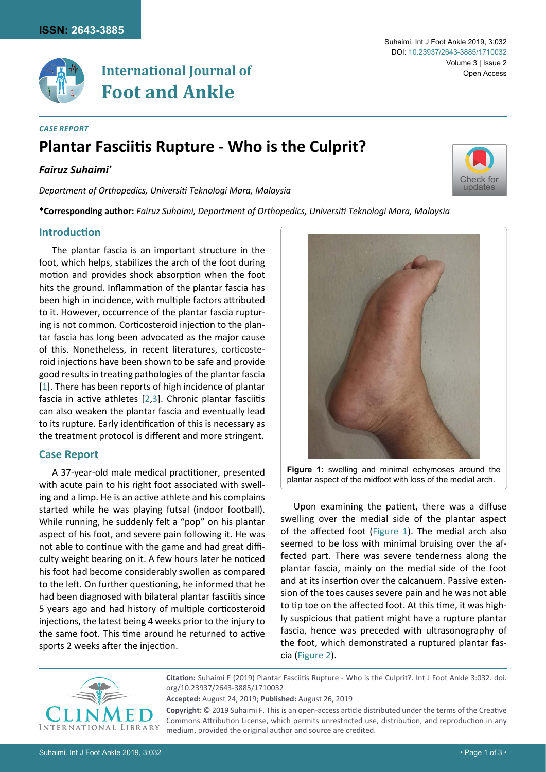*CASE REPORT*

# Plantar Fasciitis Rupture - Who is the Culprit?

***Fairuz Suhaimi****

*Department of Orthopedics, Universiti Teknologi Mara, Malaysia*

**\*Corresponding author:** *Fairuz Suhaimi, Department of Orthopedics, Universiti Teknologi Mara, Malaysia*

## Introduction

The plantar fascia is an important structure in the foot, which helps, stabilizes the arch of the foot during motion and provides shock absorption when the foot hits the ground. Inflammation of the plantar fascia has been high in incidence, with multiple factors attributed to it. However, occurrence of the plantar fascia rupturing is not common. Corticosteroid injection to the plantar fascia has long been advocated as the major cause of this. Nonetheless, in recent literatures, corticosteroid injections have been shown to be safe and provide good results in treating pathologies of the plantar fascia [1]. There has been reports of high incidence of plantar fascia in active athletes [2,3]. Chronic plantar fasciitis can also weaken the plantar fascia and eventually lead to its rupture. Early identification of this is necessary as the treatment protocol is different and more stringent.

## Case Report

A 37-year-old male medical practitioner, presented with acute pain to his right foot associated with swelling and a limp. He is an active athlete and his complains started while he was playing futsal (indoor football). While running, he suddenly felt a "pop" on his plantar aspect of his foot, and severe pain following it. He was not able to continue with the game and had great difficulty weight bearing on it. A few hours later he noticed his foot had become considerably swollen as compared to the left. On further questioning, he informed that he had been diagnosed with bilateral plantar fasciitis since 5 years ago and had history of multiple corticosteroid injections, the latest being 4 weeks prior to the injury to the same foot. This time around he returned to active sports 2 weeks after the injection.

**Figure 1:** swelling and minimal echymoses around the plantar aspect of the midfoot with loss of the medial arch.

Upon examining the patient, there was a diffuse swelling over the medial side of the plantar aspect of the affected foot (Figure 1). The medial arch also seemed to be loss with minimal bruising over the affected part. There was severe tenderness along the plantar fascia, mainly on the medial side of the foot and at its insertion over the calcanuem. Passive extension of the toes causes severe pain and he was not able to tip toe on the affected foot. At this time, it was highly suspicious that patient might have a rupture plantar fascia, hence was preceded with ultrasonography of the foot, which demonstrated a ruptured plantar fascia (Figure 2).

**Citation:** Suhaimi F (2019) Plantar Fasciitis Rupture - Who is the Culprit?. Int J Foot Ankle 3:032. doi.org/10.23937/2643-3885/1710032

**Accepted:** August 24, 2019; **Published:** August 26, 2019

**Copyright:** © 2019 Suhaimi F. This is an open-access article distributed under the terms of the Creative Commons Attribution License, which permits unrestricted use, distribution, and reproduction in any medium, provided the original author and source are credited.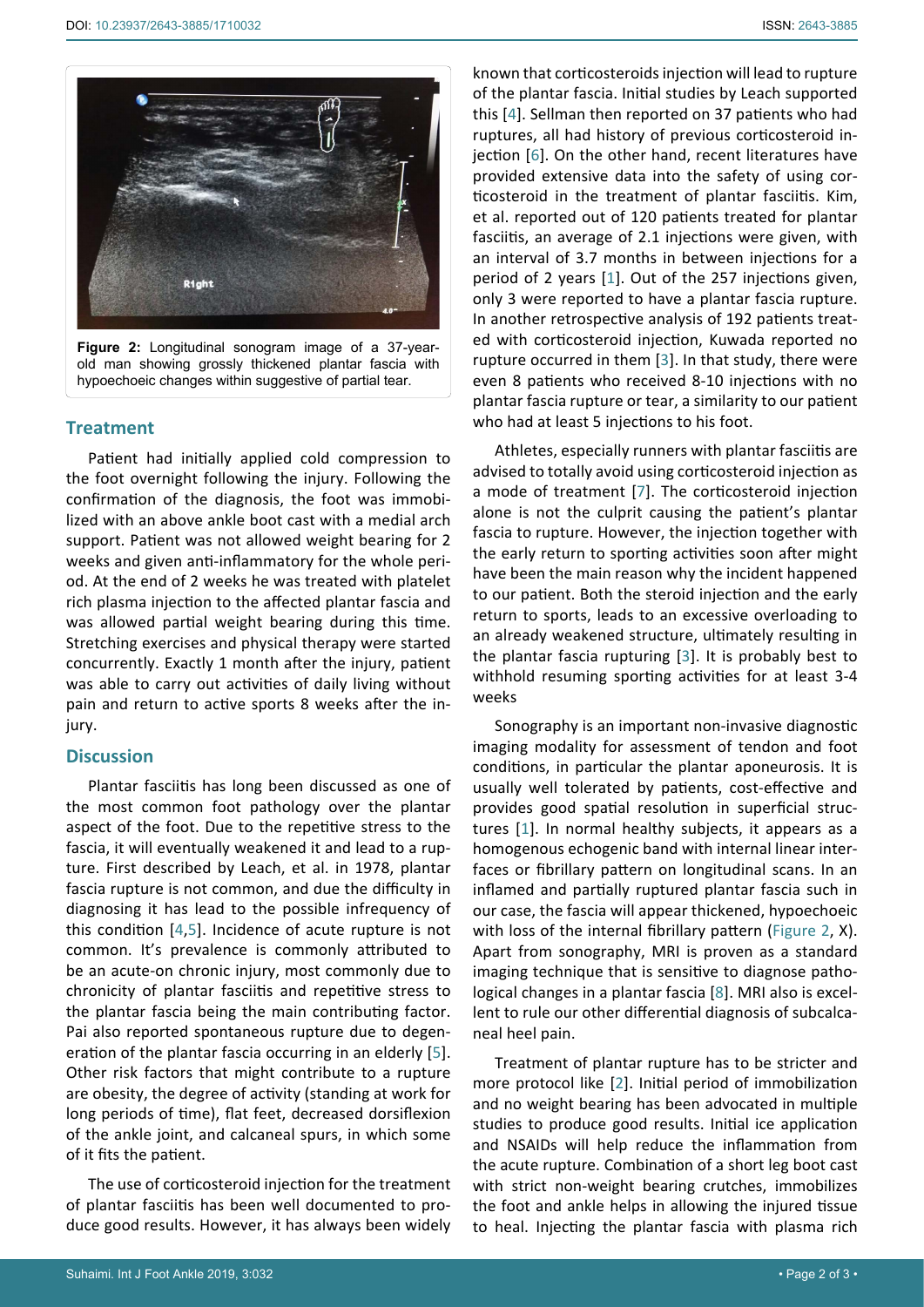Figure 2: Longitudinal sonogram image of a 37-year-old man showing grossly thickened plantar fascia with hypoechoeic changes within suggestive of partial tear.

## Treatment

Patient had initially applied cold compression to the foot overnight following the injury. Following the confirmation of the diagnosis, the foot was immobilized with an above ankle boot cast with a medial arch support. Patient was not allowed weight bearing for 2 weeks and given anti-inflammatory for the whole period. At the end of 2 weeks he was treated with platelet rich plasma injection to the affected plantar fascia and was allowed partial weight bearing during this time. Stretching exercises and physical therapy were started concurrently. Exactly 1 month after the injury, patient was able to carry out activities of daily living without pain and return to active sports 8 weeks after the injury.

## Discussion

Plantar fasciitis has long been discussed as one of the most common foot pathology over the plantar aspect of the foot. Due to the repetitive stress to the fascia, it will eventually weakened it and lead to a rupture. First described by Leach, et al. in 1978, plantar fascia rupture is not common, and due the difficulty in diagnosing it has lead to the possible infrequency of this condition [4,5]. Incidence of acute rupture is not common. It's prevalence is commonly attributed to be an acute-on chronic injury, most commonly due to chronicity of plantar fasciitis and repetitive stress to the plantar fascia being the main contributing factor. Pai also reported spontaneous rupture due to degeneration of the plantar fascia occurring in an elderly [5]. Other risk factors that might contribute to a rupture are obesity, the degree of activity (standing at work for long periods of time), flat feet, decreased dorsiflexion of the ankle joint, and calcaneal spurs, in which some of it fits the patient.

The use of corticosteroid injection for the treatment of plantar fasciitis has been well documented to produce good results. However, it has always been widely known that corticosteroids injection will lead to rupture of the plantar fascia. Initial studies by Leach supported this [4]. Sellman then reported on 37 patients who had ruptures, all had history of previous corticosteroid injection [6]. On the other hand, recent literatures have provided extensive data into the safety of using corticosteroid in the treatment of plantar fasciitis. Kim, et al. reported out of 120 patients treated for plantar fasciitis, an average of 2.1 injections were given, with an interval of 3.7 months in between injections for a period of 2 years [1]. Out of the 257 injections given, only 3 were reported to have a plantar fascia rupture. In another retrospective analysis of 192 patients treated with corticosteroid injection, Kuwada reported no rupture occurred in them [3]. In that study, there were even 8 patients who received 8-10 injections with no plantar fascia rupture or tear, a similarity to our patient who had at least 5 injections to his foot.

Athletes, especially runners with plantar fasciitis are advised to totally avoid using corticosteroid injection as a mode of treatment [7]. The corticosteroid injection alone is not the culprit causing the patient's plantar fascia to rupture. However, the injection together with the early return to sporting activities soon after might have been the main reason why the incident happened to our patient. Both the steroid injection and the early return to sports, leads to an excessive overloading to an already weakened structure, ultimately resulting in the plantar fascia rupturing [3]. It is probably best to withhold resuming sporting activities for at least 3-4 weeks

Sonography is an important non-invasive diagnostic imaging modality for assessment of tendon and foot conditions, in particular the plantar aponeurosis. It is usually well tolerated by patients, cost-effective and provides good spatial resolution in superficial structures [1]. In normal healthy subjects, it appears as a homogenous echogenic band with internal linear interfaces or fibrillary pattern on longitudinal scans. In an inflamed and partially ruptured plantar fascia such in our case, the fascia will appear thickened, hypoechoeic with loss of the internal fibrillary pattern (Figure 2, X). Apart from sonography, MRI is proven as a standard imaging technique that is sensitive to diagnose pathological changes in a plantar fascia [8]. MRI also is excellent to rule our other differential diagnosis of subcalcaneal heel pain.

Treatment of plantar rupture has to be stricter and more protocol like [2]. Initial period of immobilization and no weight bearing has been advocated in multiple studies to produce good results. Initial ice application and NSAIDs will help reduce the inflammation from the acute rupture. Combination of a short leg boot cast with strict non-weight bearing crutches, immobilizes the foot and ankle helps in allowing the injured tissue to heal. Injecting the plantar fascia with plasma rich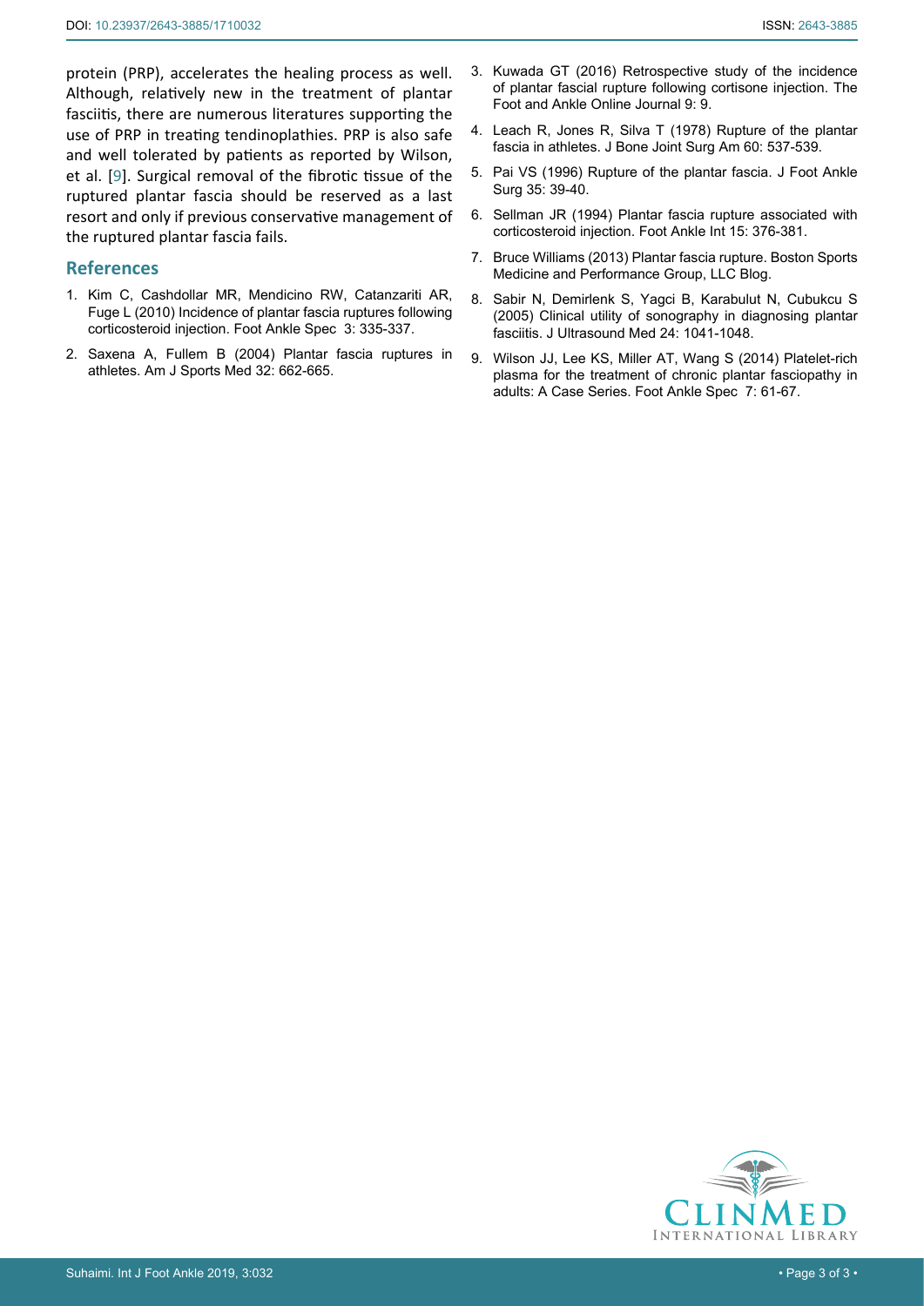protein (PRP), accelerates the healing process as well. Although, relatively new in the treatment of plantar fasciitis, there are numerous literatures supporting the use of PRP in treating tendinoplathies. PRP is also safe and well tolerated by patients as reported by Wilson, et al. [9]. Surgical removal of the fibrotic tissue of the ruptured plantar fascia should be reserved as a last resort and only if previous conservative management of the ruptured plantar fascia fails.

## References

1. Kim C, Cashdollar MR, Mendicino RW, Catanzariti AR, Fuge L (2010) Incidence of plantar fascia ruptures following corticosteroid injection. Foot Ankle Spec 3: 335-337.
2. Saxena A, Fullem B (2004) Plantar fascia ruptures in athletes. Am J Sports Med 32: 662-665.
3. Kuwada GT (2016) Retrospective study of the incidence of plantar fascial rupture following cortisone injection. The Foot and Ankle Online Journal 9: 9.
4. Leach R, Jones R, Silva T (1978) Rupture of the plantar fascia in athletes. J Bone Joint Surg Am 60: 537-539.
5. Pai VS (1996) Rupture of the plantar fascia. J Foot Ankle Surg 35: 39-40.
6. Sellman JR (1994) Plantar fascia rupture associated with corticosteroid injection. Foot Ankle Int 15: 376-381.
7. Bruce Williams (2013) Plantar fascia rupture. Boston Sports Medicine and Performance Group, LLC Blog.
8. Sabir N, Demirlenk S, Yagci B, Karabulut N, Cubukcu S (2005) Clinical utility of sonography in diagnosing plantar fasciitis. J Ultrasound Med 24: 1041-1048.
9. Wilson JJ, Lee KS, Miller AT, Wang S (2014) Platelet-rich plasma for the treatment of chronic plantar fasciopathy in adults: A Case Series. Foot Ankle Spec 7: 61-67.